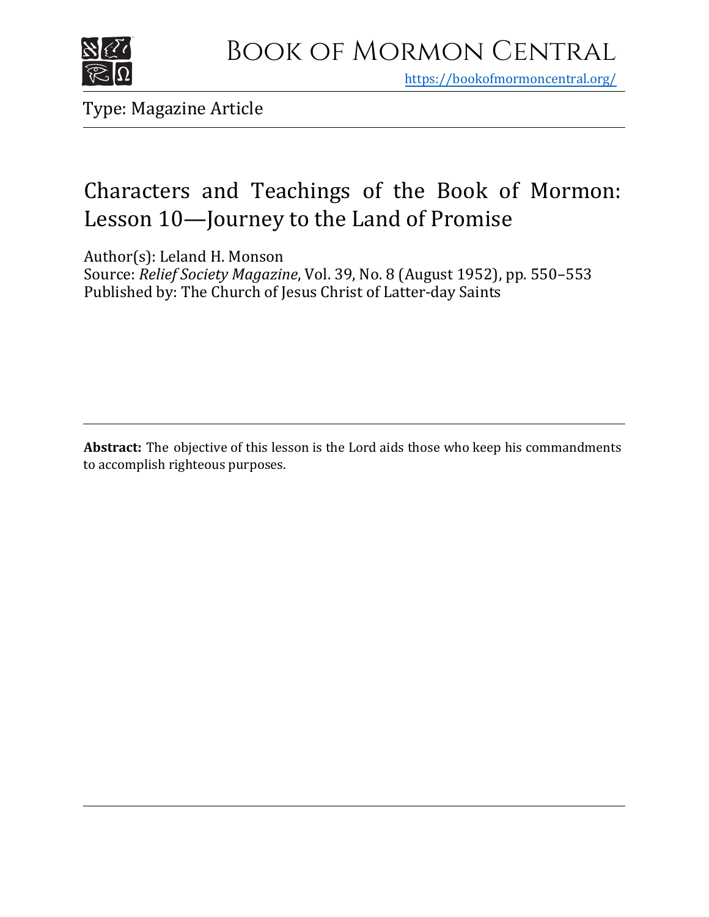# Book of Mormon Central

https://bookofmormoncentral.org/

Type: Magazine Article

## Characters and Teachings of the Book of Mormon: Lesson 10—Journey to the Land of Promise

Author(s): Leland H. Monson
Source: *Relief Society Magazine*, Vol. 39, No. 8 (August 1952), pp. 550–553
Published by: The Church of Jesus Christ of Latter-day Saints

**Abstract:** The objective of this lesson is the Lord aids those who keep his commandments to accomplish righteous purposes.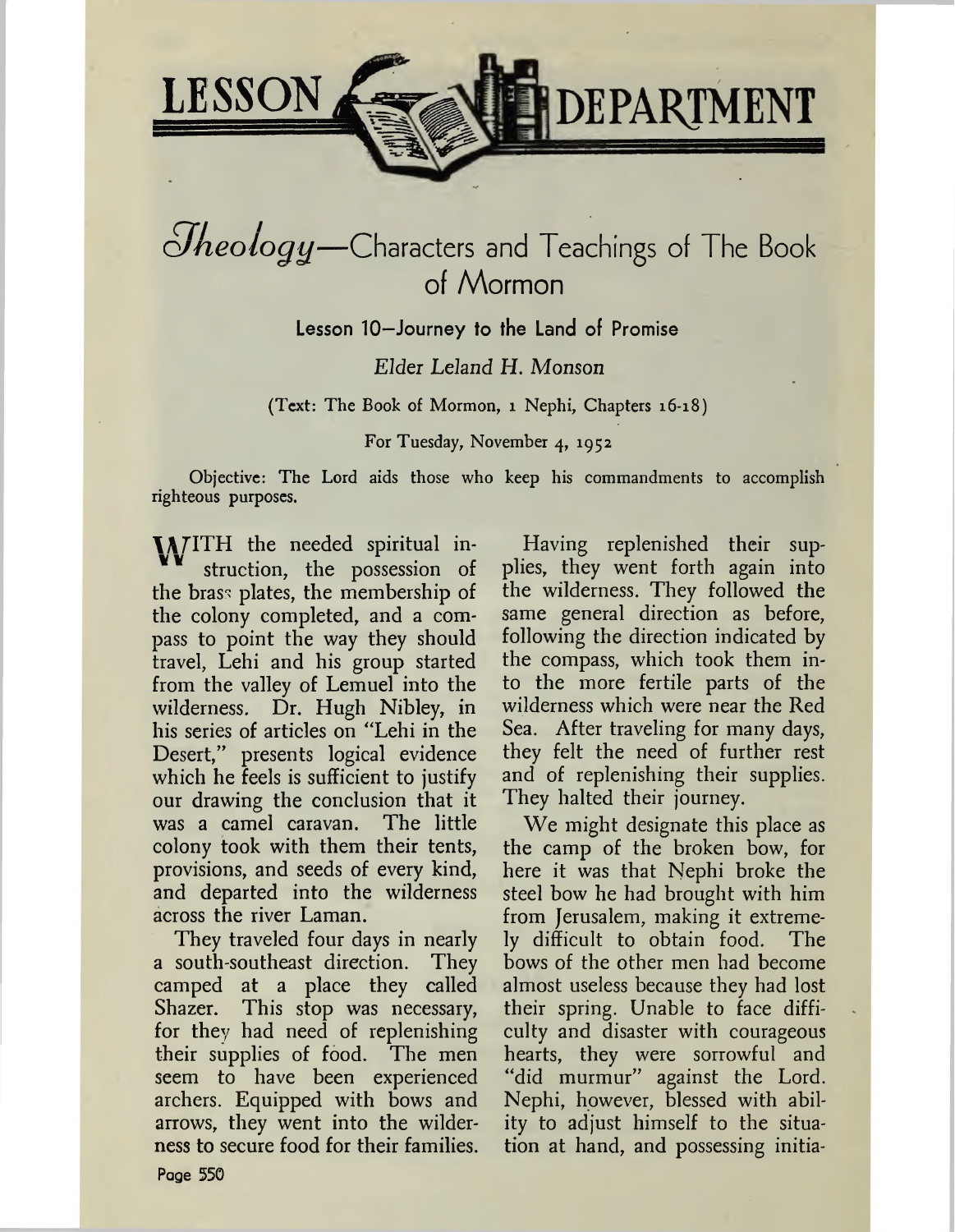# LESSON DEPARTMENT

## *Theology*—Characters and Teachings of The Book of Mormon

### Lesson 10—Journey to the Land of Promise

*Elder Leland H. Monson*

(Text: The Book of Mormon, 1 Nephi, Chapters 16-18)

For Tuesday, November 4, 1952

Objective: The Lord aids those who keep his commandments to accomplish righteous purposes.

WITH the needed spiritual instruction, the possession of the brass plates, the membership of the colony completed, and a compass to point the way they should travel, Lehi and his group started from the valley of Lemuel into the wilderness. Dr. Hugh Nibley, in his series of articles on "Lehi in the Desert," presents logical evidence which he feels is sufficient to justify our drawing the conclusion that it was a camel caravan. The little colony took with them their tents, provisions, and seeds of every kind, and departed into the wilderness across the river Laman.

They traveled four days in nearly a south-southeast direction. They camped at a place they called Shazer. This stop was necessary, for they had need of replenishing their supplies of food. The men seem to have been experienced archers. Equipped with bows and arrows, they went into the wilderness to secure food for their families.

Having replenished their supplies, they went forth again into the wilderness. They followed the same general direction as before, following the direction indicated by the compass, which took them into the more fertile parts of the wilderness which were near the Red Sea. After traveling for many days, they felt the need of further rest and of replenishing their supplies. They halted their journey.

We might designate this place as the camp of the broken bow, for here it was that Nephi broke the steel bow he had brought with him from Jerusalem, making it extremely difficult to obtain food. The bows of the other men had become almost useless because they had lost their spring. Unable to face difficulty and disaster with courageous hearts, they were sorrowful and "did murmur" against the Lord. Nephi, however, blessed with ability to adjust himself to the situation at hand, and possessing initia-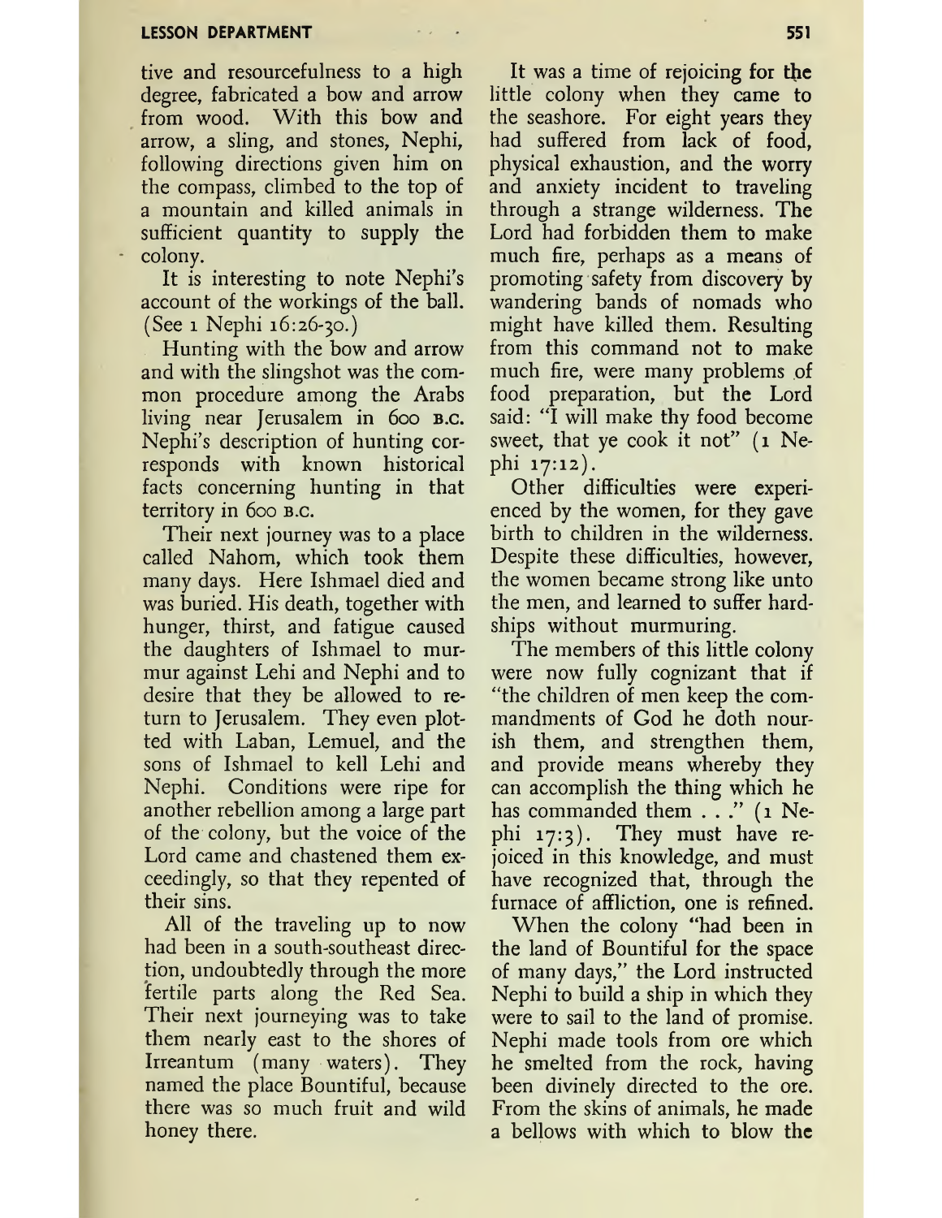tive and resourcefulness to a high degree, fabricated a bow and arrow from wood. With this bow and arrow, a sling, and stones, Nephi, following directions given him on the compass, climbed to the top of a mountain and killed animals in sufficient quantity to supply the colony.

It is interesting to note Nephi's account of the workings of the ball. (See 1 Nephi 16:26-30.)

Hunting with the bow and arrow and with the slingshot was the common procedure among the Arabs living near Jerusalem in 600 B.C. Nephi's description of hunting corresponds with known historical facts concerning hunting in that territory in 600 B.C.

Their next journey was to a place called Nahom, which took them many days. Here Ishmael died and was buried. His death, together with hunger, thirst, and fatigue caused the daughters of Ishmael to murmur against Lehi and Nephi and to desire that they be allowed to return to Jerusalem. They even plotted with Laban, Lemuel, and the sons of Ishmael to kell Lehi and Nephi. Conditions were ripe for another rebellion among a large part of the colony, but the voice of the Lord came and chastened them exceedingly, so that they repented of their sins.

All of the traveling up to now had been in a south-southeast direction, undoubtedly through the more fertile parts along the Red Sea. Their next journeying was to take them nearly east to the shores of Irreantum (many waters). They named the place Bountiful, because there was so much fruit and wild honey there.

It was a time of rejoicing for the little colony when they came to the seashore. For eight years they had suffered from lack of food, physical exhaustion, and the worry and anxiety incident to traveling through a strange wilderness. The Lord had forbidden them to make much fire, perhaps as a means of promoting safety from discovery by wandering bands of nomads who might have killed them. Resulting from this command not to make much fire, were many problems of food preparation, but the Lord said: "I will make thy food become sweet, that ye cook it not" (1 Nephi 17:12).

Other difficulties were experienced by the women, for they gave birth to children in the wilderness. Despite these difficulties, however, the women became strong like unto the men, and learned to suffer hardships without murmuring.

The members of this little colony were now fully cognizant that if "the children of men keep the commandments of God he doth nourish them, and strengthen them, and provide means whereby they can accomplish the thing which he has commanded them . . ." (1 Nephi 17:3). They must have rejoiced in this knowledge, and must have recognized that, through the furnace of affliction, one is refined.

When the colony "had been in the land of Bountiful for the space of many days," the Lord instructed Nephi to build a ship in which they were to sail to the land of promise. Nephi made tools from ore which he smelted from the rock, having been divinely directed to the ore. From the skins of animals, he made a bellows with which to blow the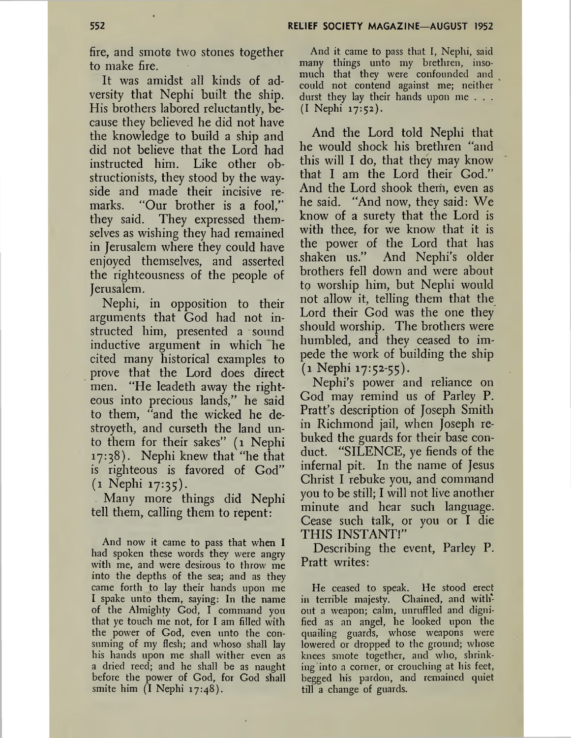fire, and smote two stones together to make fire.

It was amidst all kinds of adversity that Nephi built the ship. His brothers labored reluctantly, because they believed he did not have the knowledge to build a ship and did not believe that the Lord had instructed him. Like other obstructionists, they stood by the wayside and made their incisive remarks. "Our brother is a fool," they said. They expressed themselves as wishing they had remained in Jerusalem where they could have enjoyed themselves, and asserted the righteousness of the people of Jerusalem.

Nephi, in opposition to their arguments that God had not instructed him, presented a sound inductive argument in which he cited many historical examples to prove that the Lord does direct men. "He leadeth away the righteous into precious lands," he said to them, "and the wicked he destroyeth, and curseth the land unto them for their sakes" (1 Nephi 17:38). Nephi knew that "he that is righteous is favored of God" (1 Nephi 17:35).

Many more things did Nephi tell them, calling them to repent:

> And now it came to pass that when I had spoken these words they were angry with me, and were desirous to throw me into the depths of the sea; and as they came forth to lay their hands upon me I spake unto them, saying: In the name of the Almighty God, I command you that ye touch me not, for I am filled with the power of God, even unto the consuming of my flesh; and whoso shall lay his hands upon me shall wither even as a dried reed; and he shall be as naught before the power of God, for God shall smite him (I Nephi 17:48).

> And it came to pass that I, Nephi, said many things unto my brethren, insomuch that they were confounded and could not contend against me; neither durst they lay their hands upon me . . . (I Nephi 17:52).

And the Lord told Nephi that he would shock his brethren "and this will I do, that they may know that I am the Lord their God." And the Lord shook them, even as he said. "And now, they said: We know of a surety that the Lord is with thee, for we know that it is the power of the Lord that has shaken us." And Nephi's older brothers fell down and were about to worship him, but Nephi would not allow it, telling them that the Lord their God was the one they should worship. The brothers were humbled, and they ceased to impede the work of building the ship (1 Nephi 17:52-55).

Nephi's power and reliance on God may remind us of Parley P. Pratt's description of Joseph Smith in Richmond jail, when Joseph rebuked the guards for their base conduct. "SILENCE, ye fiends of the infernal pit. In the name of Jesus Christ I rebuke you, and command you to be still; I will not live another minute and hear such language. Cease such talk, or you or I die THIS INSTANT!"

Describing the event, Parley P. Pratt writes:

> He ceased to speak. He stood erect in terrible majesty. Chained, and without a weapon; calm, unruffled and dignified as an angel, he looked upon the quailing guards, whose weapons were lowered or dropped to the ground; whose knees smote together, and who, shrinking into a corner, or crouching at his feet, begged his pardon, and remained quiet till a change of guards.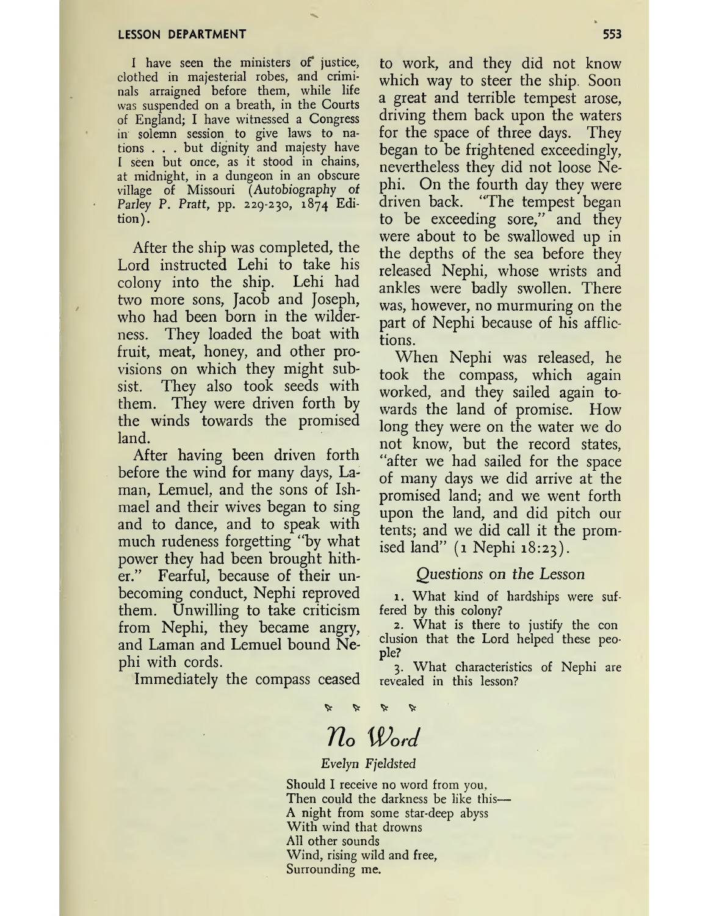I have seen the ministers of justice, clothed in majesterial robes, and criminals arraigned before them, while life was suspended on a breath, in the Courts of England; I have witnessed a Congress in solemn session to give laws to nations . . . but dignity and majesty have I seen but once, as it stood in chains, at midnight, in a dungeon in an obscure village of Missouri (*Autobiography of Parley P. Pratt*, pp. 229-230, 1874 Edition).

After the ship was completed, the Lord instructed Lehi to take his colony into the ship. Lehi had two more sons, Jacob and Joseph, who had been born in the wilderness. They loaded the boat with fruit, meat, honey, and other provisions on which they might subsist. They also took seeds with them. They were driven forth by the winds towards the promised land.

After having been driven forth before the wind for many days, Laman, Lemuel, and the sons of Ishmael and their wives began to sing and to dance, and to speak with much rudeness forgetting "by what power they had been brought hither." Fearful, because of their unbecoming conduct, Nephi reproved them. Unwilling to take criticism from Nephi, they became angry, and Laman and Lemuel bound Nephi with cords.

Immediately the compass ceased to work, and they did not know which way to steer the ship. Soon a great and terrible tempest arose, driving them back upon the waters for the space of three days. They began to be frightened exceedingly, nevertheless they did not loose Nephi. On the fourth day they were driven back. "The tempest began to be exceeding sore," and they were about to be swallowed up in the depths of the sea before they released Nephi, whose wrists and ankles were badly swollen. There was, however, no murmuring on the part of Nephi because of his afflictions.

When Nephi was released, he took the compass, which again worked, and they sailed again towards the land of promise. How long they were on the water we do not know, but the record states, "after we had sailed for the space of many days we did arrive at the promised land; and we went forth upon the land, and did pitch our tents; and we did call it the promised land" (1 Nephi 18:23).

### *Questions on the Lesson*

1. What kind of hardships were suffered by this colony?
2. What is there to justify the conclusion that the Lord helped these people?
3. What characteristics of Nephi are revealed in this lesson?

## *No Word*

*Evelyn Fjeldsted*

Should I receive no word from you,  
Then could the darkness be like this—  
A night from some star-deep abyss  
With wind that drowns  
All other sounds  
Wind, rising wild and free,  
Surrounding me.